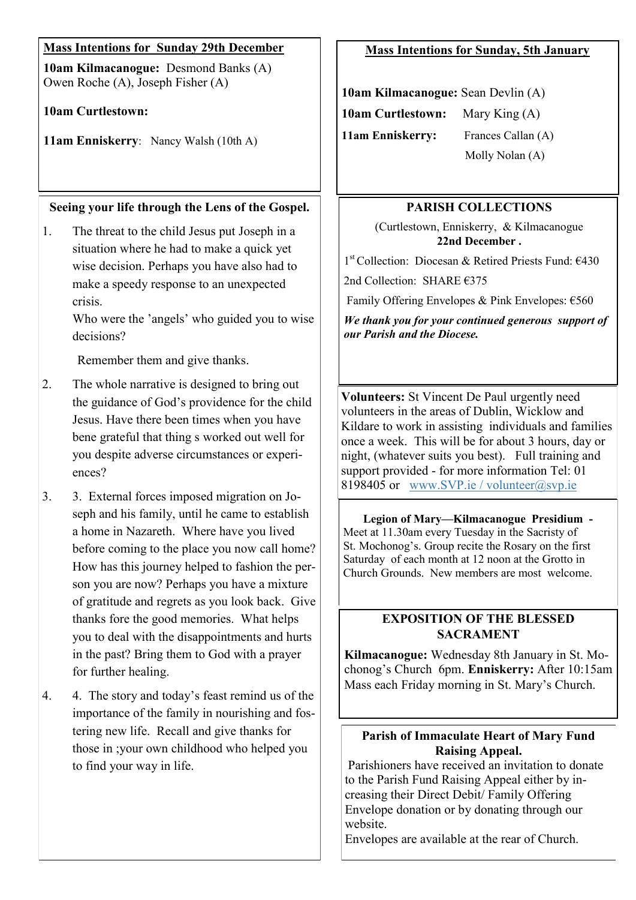## Mass Intentions for Sunday 29th December

**10am Kilmacanogue:** Desmond Banks (A) Owen Roche (A), Joseph Fisher (A)

**10am Curtlestown:**

**11am Enniskerry**: Nancy Walsh (10th A)

## Seeing your life through the Lens of the Gospel.

1. The threat to the child Jesus put Joseph in a situation where he had to make a quick yet wise decision. Perhaps you have also had to make a speedy response to an unexpected crisis.

   Who were the 'angels' who guided you to wise decisions?

   Remember them and give thanks.

2. The whole narrative is designed to bring out the guidance of God's providence for the child Jesus. Have there been times when you have bene grateful that thing s worked out well for you despite adverse circumstances or experiences?

3. 3. External forces imposed migration on Joseph and his family, until he came to establish a home in Nazareth. Where have you lived before coming to the place you now call home? How has this journey helped to fashion the person you are now? Perhaps you have a mixture of gratitude and regrets as you look back. Give thanks fore the good memories. What helps you to deal with the disappointments and hurts in the past? Bring them to God with a prayer for further healing.

4. 4. The story and today's feast remind us of the importance of the family in nourishing and fostering new life. Recall and give thanks for those in ;your own childhood who helped you to find your way in life.

## Mass Intentions for Sunday, 5th January

**10am Kilmacanogue:** Sean Devlin (A)

**10am Curtlestown:** Mary King (A)

**11am Enniskerry:** Frances Callan (A)
Molly Nolan (A)

## PARISH COLLECTIONS

(Curtlestown, Enniskerry, & Kilmacanogue
**22nd December .**

1st Collection: Diocesan & Retired Priests Fund: €430

2nd Collection: SHARE €375

Family Offering Envelopes & Pink Envelopes: €560

***We thank you for your continued generous support of our Parish and the Diocese.***

**Volunteers:** St Vincent De Paul urgently need volunteers in the areas of Dublin, Wicklow and Kildare to work in assisting individuals and families once a week. This will be for about 3 hours, day or night, (whatever suits you best). Full training and support provided - for more information Tel: 01 8198405 or www.SVP.ie / volunteer@svp.ie

**Legion of Mary—Kilmacanogue Presidium -**
Meet at 11.30am every Tuesday in the Sacristy of St. Mochonog's. Group recite the Rosary on the first Saturday of each month at 12 noon at the Grotto in Church Grounds. New members are most welcome.

## EXPOSITION OF THE BLESSED SACRAMENT

**Kilmacanogue:** Wednesday 8th January in St. Mochonog's Church 6pm. **Enniskerry:** After 10:15am Mass each Friday morning in St. Mary's Church.

## Parish of Immaculate Heart of Mary Fund Raising Appeal.

Parishioners have received an invitation to donate to the Parish Fund Raising Appeal either by increasing their Direct Debit/ Family Offering Envelope donation or by donating through our website.
Envelopes are available at the rear of Church.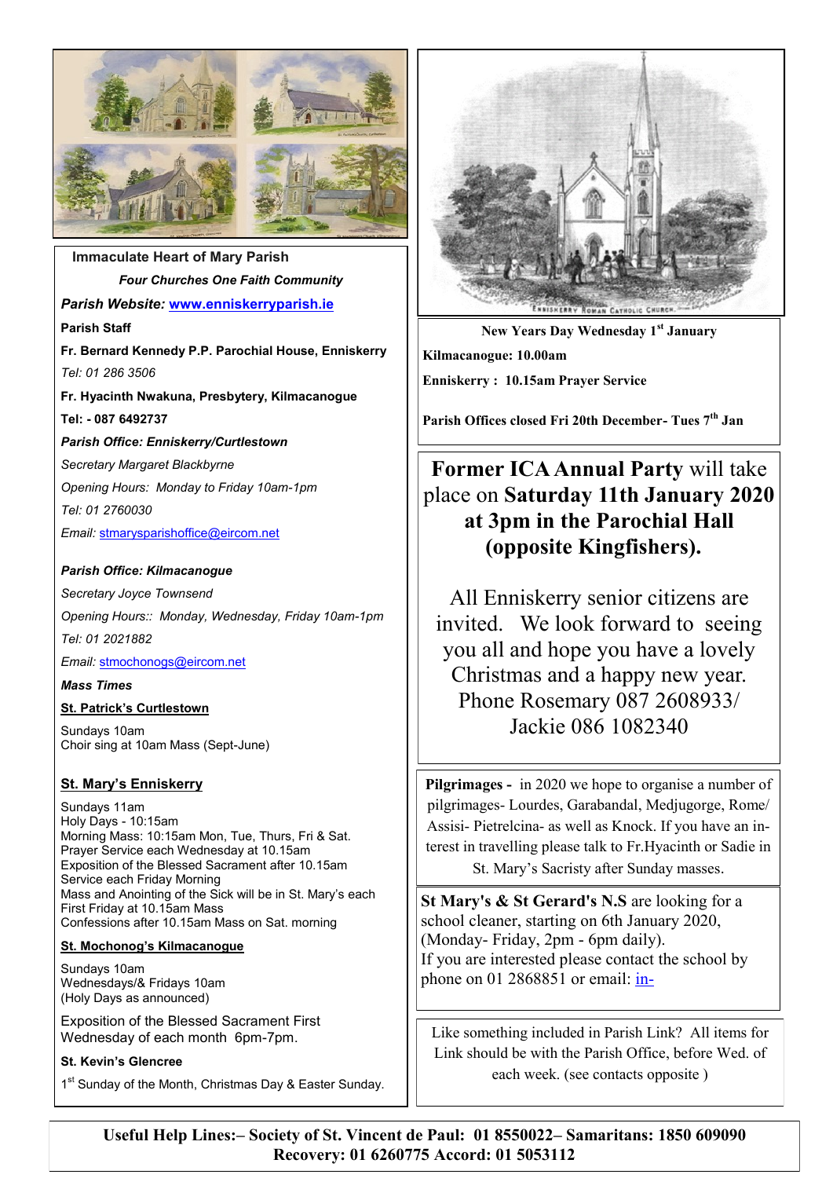**Immaculate Heart of Mary Parish**

***Four Churches One Faith Community***

***Parish Website:*** **www.enniskerryparish.ie**

**Parish Staff**

**Fr. Bernard Kennedy P.P. Parochial House, Enniskerry**

*Tel: 01 286 3506*

**Fr. Hyacinth Nwakuna, Presbytery, Kilmacanogue**

**Tel: - 087 6492737**

***Parish Office: Enniskerry/Curtlestown***

*Secretary Margaret Blackbyrne*

*Opening Hours: Monday to Friday 10am-1pm*

*Tel: 01 2760030*

*Email:* stmarysparishoffice@eircom.net

***Parish Office: Kilmacanogue***

*Secretary Joyce Townsend*

*Opening Hours:: Monday, Wednesday, Friday 10am-1pm*

*Tel: 01 2021882*

*Email:* stmochonogs@eircom.net

***Mass Times***

**St. Patrick's Curtlestown**

Sundays 10am
Choir sing at 10am Mass (Sept-June)

**St. Mary's Enniskerry**

Sundays 11am
Holy Days - 10:15am
Morning Mass: 10:15am Mon, Tue, Thurs, Fri & Sat.
Prayer Service each Wednesday at 10.15am
Exposition of the Blessed Sacrament after 10.15am Service each Friday Morning
Mass and Anointing of the Sick will be in St. Mary's each First Friday at 10.15am Mass
Confessions after 10.15am Mass on Sat. morning

**St. Mochonog's Kilmacanogue**

Sundays 10am
Wednesdays/& Fridays 10am
(Holy Days as announced)

Exposition of the Blessed Sacrament First Wednesday of each month 6pm-7pm.

**St. Kevin's Glencree**

1st Sunday of the Month, Christmas Day & Easter Sunday.

**New Years Day Wednesday 1st January**

**Kilmacanogue: 10.00am**

**Enniskerry : 10.15am Prayer Service**

**Parish Offices closed Fri 20th December- Tues 7th Jan**

**Former ICA Annual Party** will take place on **Saturday 11th January 2020 at 3pm in the Parochial Hall (opposite Kingfishers).**

All Enniskerry senior citizens are invited. We look forward to seeing you all and hope you have a lovely Christmas and a happy new year. Phone Rosemary 087 2608933/ Jackie 086 1082340

**Pilgrimages -** in 2020 we hope to organise a number of pilgrimages- Lourdes, Garabandal, Medjugorge, Rome/ Assisi- Pietrelcina- as well as Knock. If you have an interest in travelling please talk to Fr.Hyacinth or Sadie in St. Mary's Sacristy after Sunday masses.

**St Mary's & St Gerard's N.S** are looking for a school cleaner, starting on 6th January 2020, (Monday- Friday, 2pm - 6pm daily).
If you are interested please contact the school by phone on 01 2868851 or email: in-

Like something included in Parish Link? All items for Link should be with the Parish Office, before Wed. of each week. (see contacts opposite )

**Useful Help Lines:– Society of St. Vincent de Paul: 01 8550022– Samaritans: 1850 609090 Recovery: 01 6260775 Accord: 01 5053112**